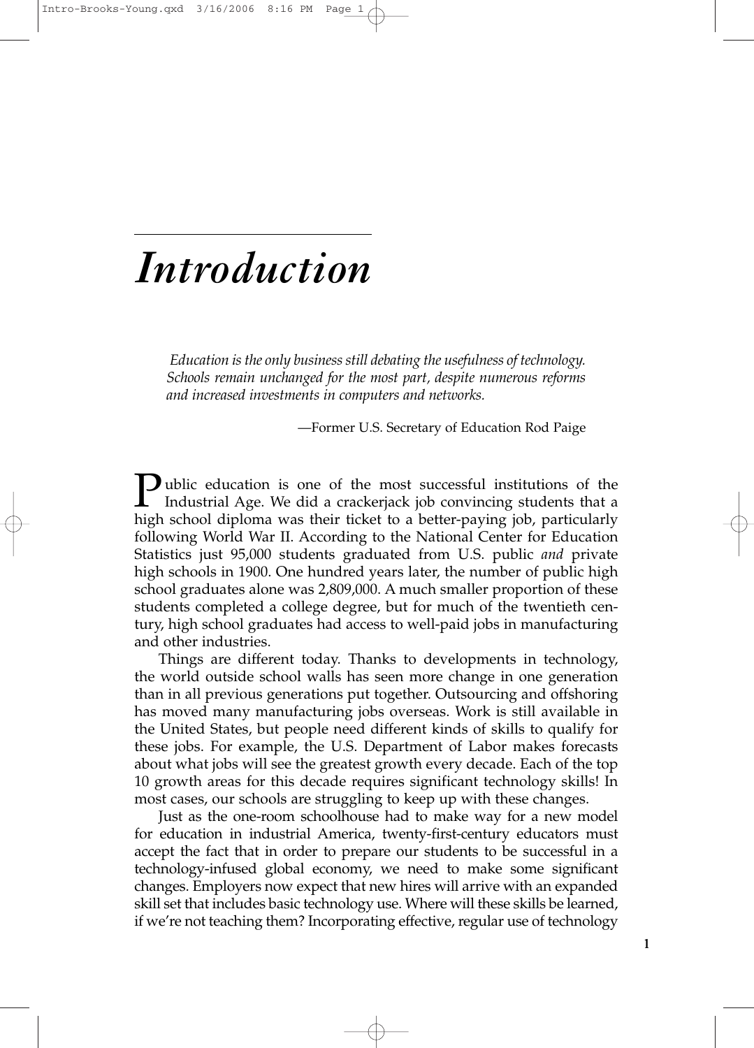# Introduction

> *Education is the only business still debating the usefulness of technology. Schools remain unchanged for the most part, despite numerous reforms and increased investments in computers and networks.*
>
> —Former U.S. Secretary of Education Rod Paige

Public education is one of the most successful institutions of the Industrial Age. We did a crackerjack job convincing students that a high school diploma was their ticket to a better-paying job, particularly following World War II. According to the National Center for Education Statistics just 95,000 students graduated from U.S. public *and* private high schools in 1900. One hundred years later, the number of public high school graduates alone was 2,809,000. A much smaller proportion of these students completed a college degree, but for much of the twentieth century, high school graduates had access to well-paid jobs in manufacturing and other industries.

Things are different today. Thanks to developments in technology, the world outside school walls has seen more change in one generation than in all previous generations put together. Outsourcing and offshoring has moved many manufacturing jobs overseas. Work is still available in the United States, but people need different kinds of skills to qualify for these jobs. For example, the U.S. Department of Labor makes forecasts about what jobs will see the greatest growth every decade. Each of the top 10 growth areas for this decade requires significant technology skills! In most cases, our schools are struggling to keep up with these changes.

Just as the one-room schoolhouse had to make way for a new model for education in industrial America, twenty-first-century educators must accept the fact that in order to prepare our students to be successful in a technology-infused global economy, we need to make some significant changes. Employers now expect that new hires will arrive with an expanded skill set that includes basic technology use. Where will these skills be learned, if we're not teaching them? Incorporating effective, regular use of technology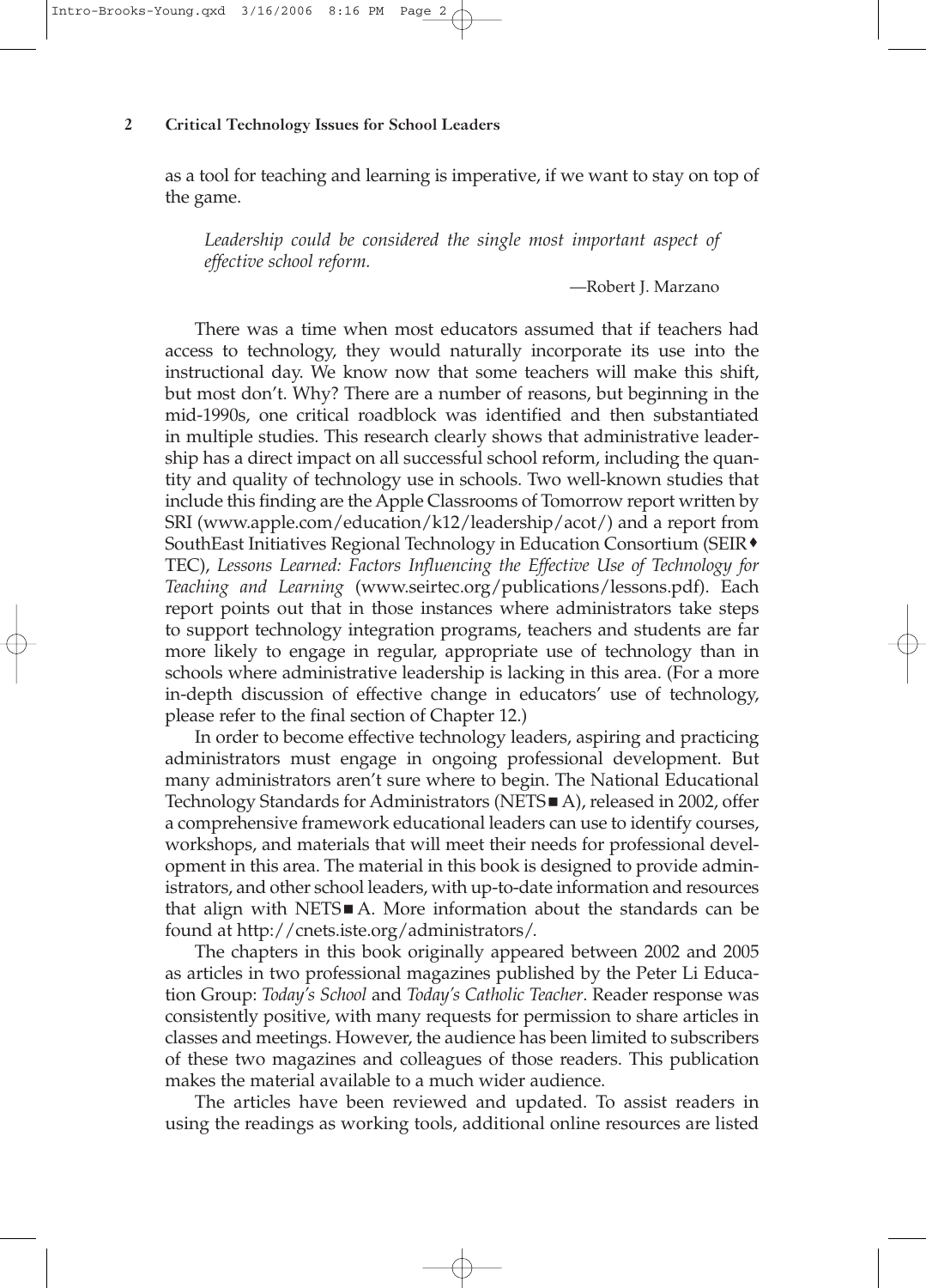as a tool for teaching and learning is imperative, if we want to stay on top of the game.

> *Leadership could be considered the single most important aspect of effective school reform.*
>
> —Robert J. Marzano

There was a time when most educators assumed that if teachers had access to technology, they would naturally incorporate its use into the instructional day. We know now that some teachers will make this shift, but most don't. Why? There are a number of reasons, but beginning in the mid-1990s, one critical roadblock was identified and then substantiated in multiple studies. This research clearly shows that administrative leadership has a direct impact on all successful school reform, including the quantity and quality of technology use in schools. Two well-known studies that include this finding are the Apple Classrooms of Tomorrow report written by SRI (www.apple.com/education/k12/leadership/acot/) and a report from SouthEast Initiatives Regional Technology in Education Consortium (SEIR♦TEC), *Lessons Learned: Factors Influencing the Effective Use of Technology for Teaching and Learning* (www.seirtec.org/publications/lessons.pdf). Each report points out that in those instances where administrators take steps to support technology integration programs, teachers and students are far more likely to engage in regular, appropriate use of technology than in schools where administrative leadership is lacking in this area. (For a more in-depth discussion of effective change in educators' use of technology, please refer to the final section of Chapter 12.)

In order to become effective technology leaders, aspiring and practicing administrators must engage in ongoing professional development. But many administrators aren't sure where to begin. The National Educational Technology Standards for Administrators (NETS■A), released in 2002, offer a comprehensive framework educational leaders can use to identify courses, workshops, and materials that will meet their needs for professional development in this area. The material in this book is designed to provide administrators, and other school leaders, with up-to-date information and resources that align with NETS■A. More information about the standards can be found at http://cnets.iste.org/administrators/.

The chapters in this book originally appeared between 2002 and 2005 as articles in two professional magazines published by the Peter Li Education Group: *Today's School* and *Today's Catholic Teacher*. Reader response was consistently positive, with many requests for permission to share articles in classes and meetings. However, the audience has been limited to subscribers of these two magazines and colleagues of those readers. This publication makes the material available to a much wider audience.

The articles have been reviewed and updated. To assist readers in using the readings as working tools, additional online resources are listed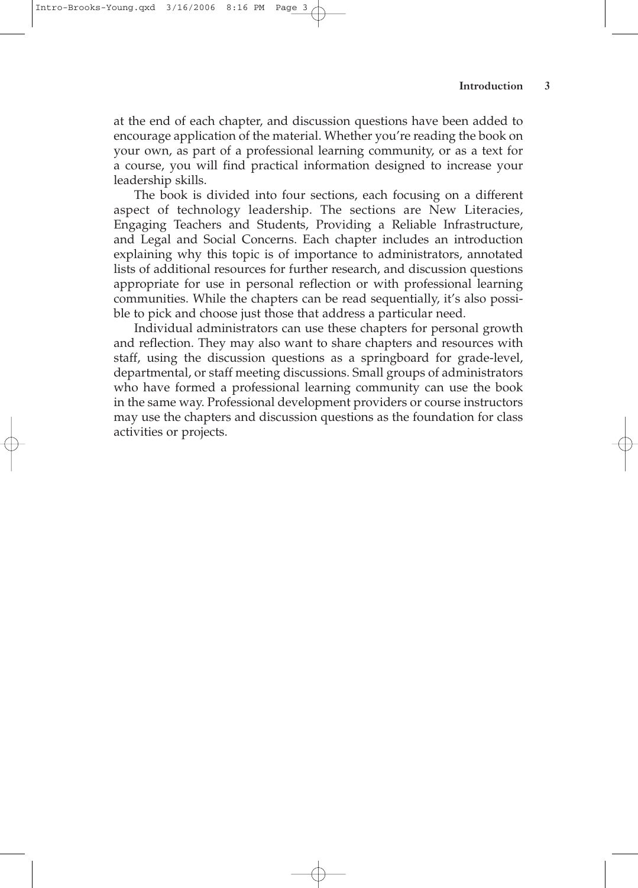at the end of each chapter, and discussion questions have been added to encourage application of the material. Whether you're reading the book on your own, as part of a professional learning community, or as a text for a course, you will find practical information designed to increase your leadership skills.

The book is divided into four sections, each focusing on a different aspect of technology leadership. The sections are New Literacies, Engaging Teachers and Students, Providing a Reliable Infrastructure, and Legal and Social Concerns. Each chapter includes an introduction explaining why this topic is of importance to administrators, annotated lists of additional resources for further research, and discussion questions appropriate for use in personal reflection or with professional learning communities. While the chapters can be read sequentially, it's also possible to pick and choose just those that address a particular need.

Individual administrators can use these chapters for personal growth and reflection. They may also want to share chapters and resources with staff, using the discussion questions as a springboard for grade-level, departmental, or staff meeting discussions. Small groups of administrators who have formed a professional learning community can use the book in the same way. Professional development providers or course instructors may use the chapters and discussion questions as the foundation for class activities or projects.